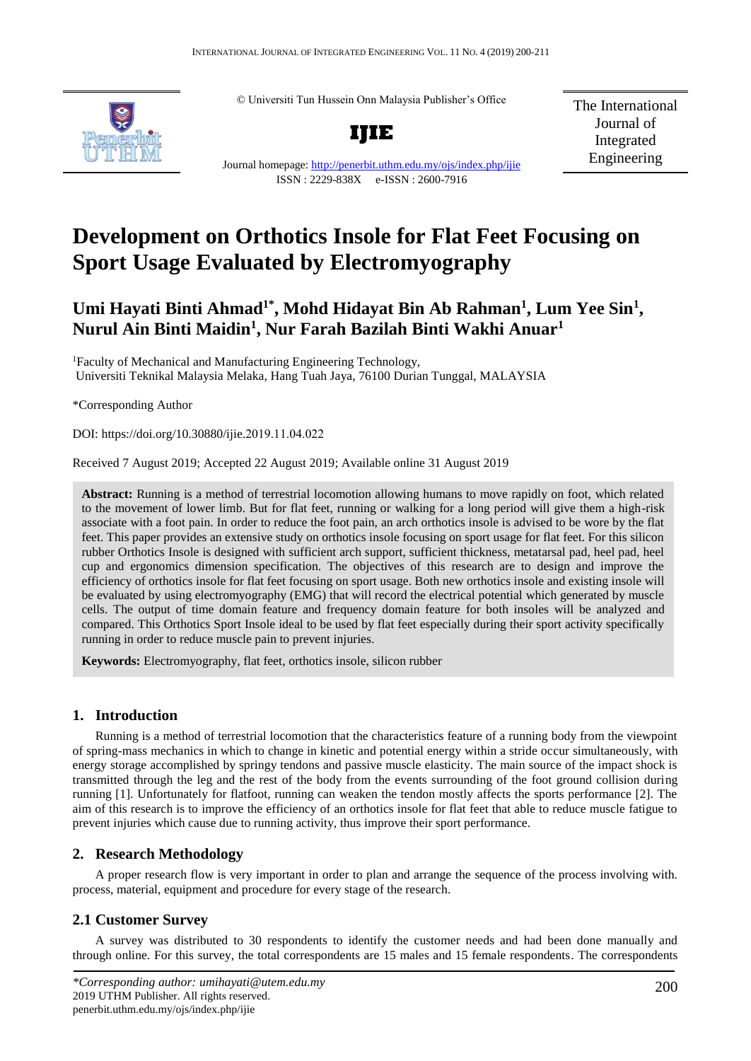© Universiti Tun Hussein Onn Malaysia Publisher's Office

**IJIE**

Journal homepage: http://penerbit.uthm.edu.my/ojs/index.php/ijie

ISSN : 2229-838X e-ISSN : 2600-7916

The International Journal of Integrated Engineering

# Development on Orthotics Insole for Flat Feet Focusing on Sport Usage Evaluated by Electromyography

**Umi Hayati Binti Ahmad[1*], Mohd Hidayat Bin Ab Rahman[1], Lum Yee Sin[1], Nurul Ain Binti Maidin[1], Nur Farah Bazilah Binti Wakhi Anuar[1]**

[1]Faculty of Mechanical and Manufacturing Engineering Technology, Universiti Teknikal Malaysia Melaka, Hang Tuah Jaya, 76100 Durian Tunggal, MALAYSIA

*Corresponding Author

DOI: https://doi.org/10.30880/ijie.2019.11.04.022

Received 7 August 2019; Accepted 22 August 2019; Available online 31 August 2019

**Abstract:** Running is a method of terrestrial locomotion allowing humans to move rapidly on foot, which related to the movement of lower limb. But for flat feet, running or walking for a long period will give them a high-risk associate with a foot pain. In order to reduce the foot pain, an arch orthotics insole is advised to be wore by the flat feet. This paper provides an extensive study on orthotics insole focusing on sport usage for flat feet. For this silicon rubber Orthotics Insole is designed with sufficient arch support, sufficient thickness, metatarsal pad, heel pad, heel cup and ergonomics dimension specification. The objectives of this research are to design and improve the efficiency of orthotics insole for flat feet focusing on sport usage. Both new orthotics insole and existing insole will be evaluated by using electromyography (EMG) that will record the electrical potential which generated by muscle cells. The output of time domain feature and frequency domain feature for both insoles will be analyzed and compared. This Orthotics Sport Insole ideal to be used by flat feet especially during their sport activity specifically running in order to reduce muscle pain to prevent injuries.

**Keywords:** Electromyography, flat feet, orthotics insole, silicon rubber

## 1. Introduction

Running is a method of terrestrial locomotion that the characteristics feature of a running body from the viewpoint of spring-mass mechanics in which to change in kinetic and potential energy within a stride occur simultaneously, with energy storage accomplished by springy tendons and passive muscle elasticity. The main source of the impact shock is transmitted through the leg and the rest of the body from the events surrounding of the foot ground collision during running [1]. Unfortunately for flatfoot, running can weaken the tendon mostly affects the sports performance [2]. The aim of this research is to improve the efficiency of an orthotics insole for flat feet that able to reduce muscle fatigue to prevent injuries which cause due to running activity, thus improve their sport performance.

## 2. Research Methodology

A proper research flow is very important in order to plan and arrange the sequence of the process involving with. process, material, equipment and procedure for every stage of the research.

### 2.1 Customer Survey

A survey was distributed to 30 respondents to identify the customer needs and had been done manually and through online. For this survey, the total correspondents are 15 males and 15 female respondents. The correspondents

*\*Corresponding author: umihayati@utem.edu.my*
2019 UTHM Publisher. All rights reserved.
penerbit.uthm.edu.my/ojs/index.php/ijie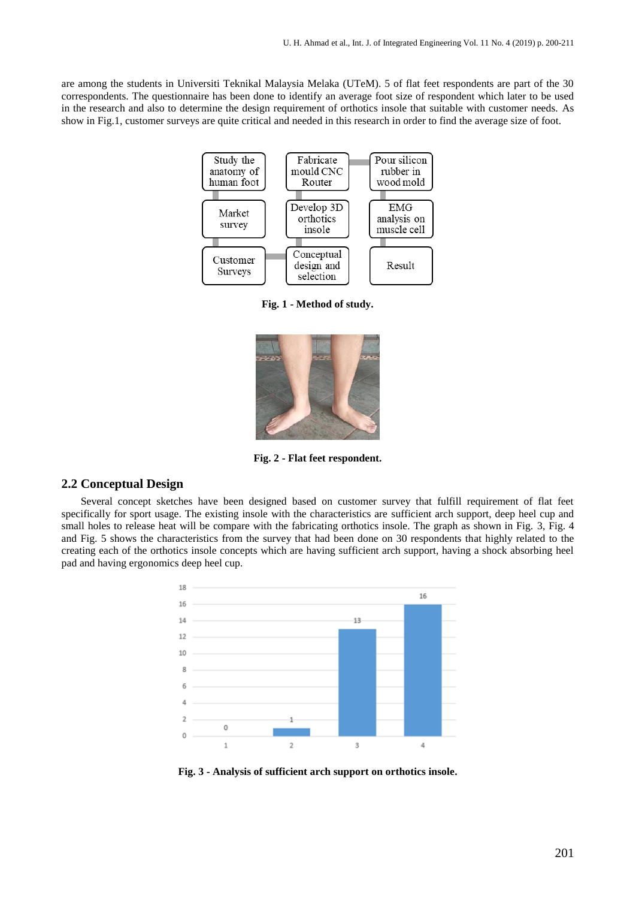are among the students in Universiti Teknikal Malaysia Melaka (UTeM). 5 of flat feet respondents are part of the 30 correspondents. The questionnaire has been done to identify an average foot size of respondent which later to be used in the research and also to determine the design requirement of orthotics insole that suitable with customer needs. As show in Fig.1, customer surveys are quite critical and needed in this research in order to find the average size of foot.

**Fig. 1 - Method of study.**

**Fig. 2 - Flat feet respondent.**

## 2.2 Conceptual Design

Several concept sketches have been designed based on customer survey that fulfill requirement of flat feet specifically for sport usage. The existing insole with the characteristics are sufficient arch support, deep heel cup and small holes to release heat will be compare with the fabricating orthotics insole. The graph as shown in Fig. 3, Fig. 4 and Fig. 5 shows the characteristics from the survey that had been done on 30 respondents that highly related to the creating each of the orthotics insole concepts which are having sufficient arch support, having a shock absorbing heel pad and having ergonomics deep heel cup.

**Fig. 3 - Analysis of sufficient arch support on orthotics insole.**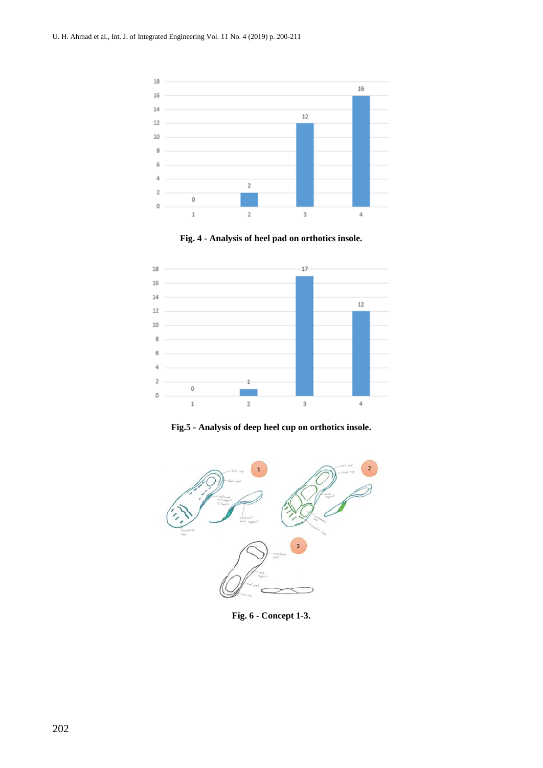Fig. 4 - Analysis of heel pad on orthotics insole.

Fig.5 - Analysis of deep heel cup on orthotics insole.

Fig. 6 - Concept 1-3.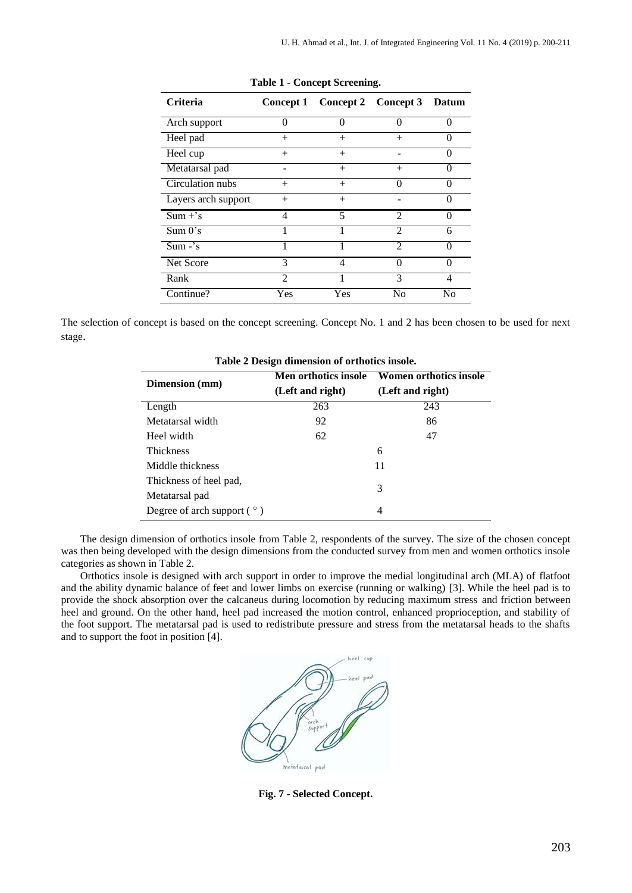**Table 1 - Concept Screening.**

| Criteria | Concept 1 | Concept 2 | Concept 3 | Datum |
|---|---|---|---|---|
| Arch support | 0 | 0 | 0 | 0 |
| Heel pad | + | + | + | 0 |
| Heel cup | + | + | - | 0 |
| Metatarsal pad | - | + | + | 0 |
| Circulation nubs | + | + | 0 | 0 |
| Layers arch support | + | + | - | 0 |
| Sum +'s | 4 | 5 | 2 | 0 |
| Sum 0's | 1 | 1 | 2 | 6 |
| Sum -'s | 1 | 1 | 2 | 0 |
| Net Score | 3 | 4 | 0 | 0 |
| Rank | 2 | 1 | 3 | 4 |
| Continue? | Yes | Yes | No | No |

The selection of concept is based on the concept screening. Concept No. 1 and 2 has been chosen to be used for next stage.

**Table 2 Design dimension of orthotics insole.**

| Dimension (mm) | Men orthotics insole (Left and right) | Women orthotics insole (Left and right) |
|---|---|---|
| Length | 263 | 243 |
| Metatarsal width | 92 | 86 |
| Heel width | 62 | 47 |
| Thickness | 6 | |
| Middle thickness | 11 | |
| Thickness of heel pad, Metatarsal pad | 3 | |
| Degree of arch support ( ° ) | 4 | |

The design dimension of orthotics insole from Table 2, respondents of the survey. The size of the chosen concept was then being developed with the design dimensions from the conducted survey from men and women orthotics insole categories as shown in Table 2.

Orthotics insole is designed with arch support in order to improve the medial longitudinal arch (MLA) of flatfoot and the ability dynamic balance of feet and lower limbs on exercise (running or walking) [3]. While the heel pad is to provide the shock absorption over the calcaneus during locomotion by reducing maximum stress and friction between heel and ground. On the other hand, heel pad increased the motion control, enhanced proprioception, and stability of the foot support. The metatarsal pad is used to redistribute pressure and stress from the metatarsal heads to the shafts and to support the foot in position [4].

**Fig. 7 - Selected Concept.**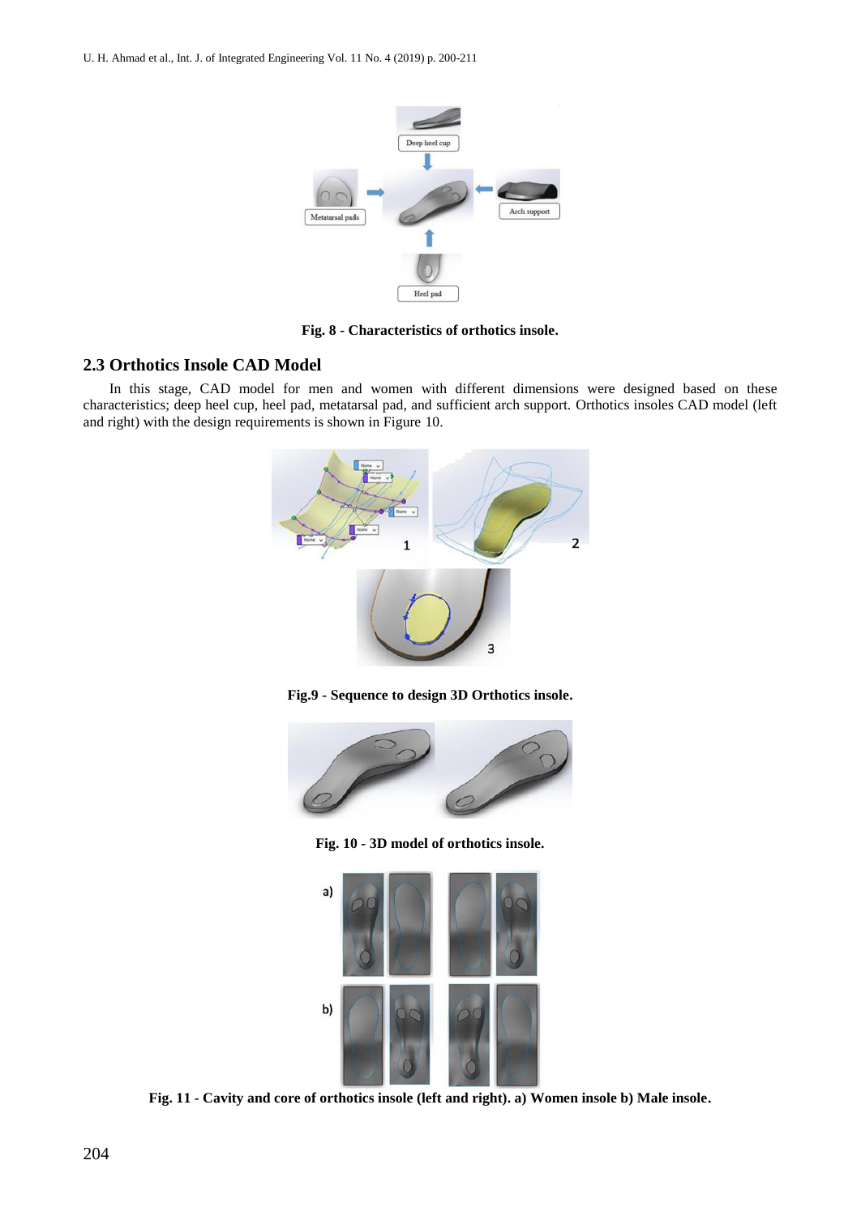Fig. 8 - Characteristics of orthotics insole.

## 2.3 Orthotics Insole CAD Model

In this stage, CAD model for men and women with different dimensions were designed based on these characteristics; deep heel cup, heel pad, metatarsal pad, and sufficient arch support. Orthotics insoles CAD model (left and right) with the design requirements is shown in Figure 10.

Fig.9 - Sequence to design 3D Orthotics insole.

Fig. 10 - 3D model of orthotics insole.

Fig. 11 - Cavity and core of orthotics insole (left and right). a) Women insole b) Male insole.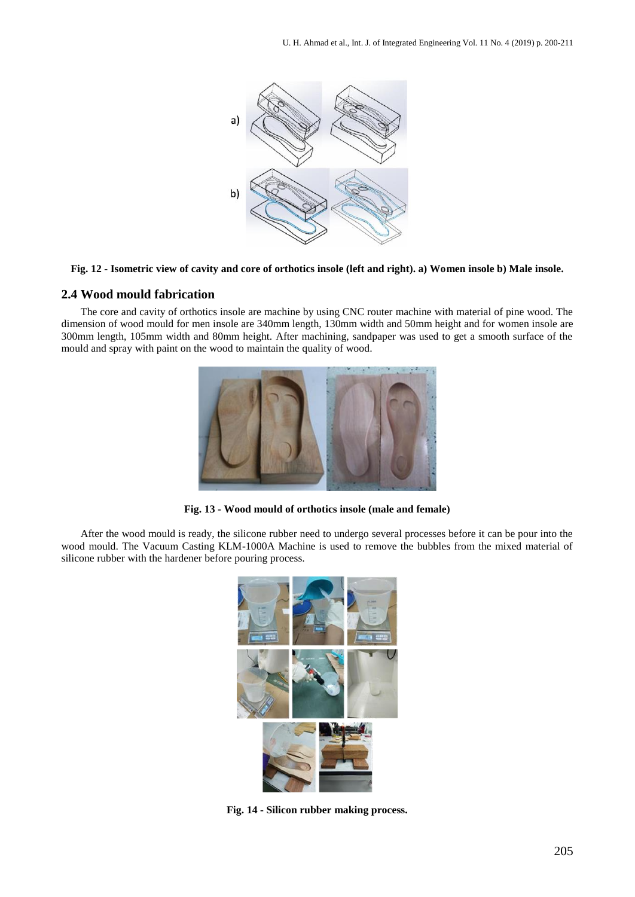Fig. 12 - Isometric view of cavity and core of orthotics insole (left and right). a) Women insole b) Male insole.

## 2.4 Wood mould fabrication

The core and cavity of orthotics insole are machine by using CNC router machine with material of pine wood. The dimension of wood mould for men insole are 340mm length, 130mm width and 50mm height and for women insole are 300mm length, 105mm width and 80mm height. After machining, sandpaper was used to get a smooth surface of the mould and spray with paint on the wood to maintain the quality of wood.

Fig. 13 - Wood mould of orthotics insole (male and female)

After the wood mould is ready, the silicone rubber need to undergo several processes before it can be pour into the wood mould. The Vacuum Casting KLM-1000A Machine is used to remove the bubbles from the mixed material of silicone rubber with the hardener before pouring process.

Fig. 14 - Silicon rubber making process.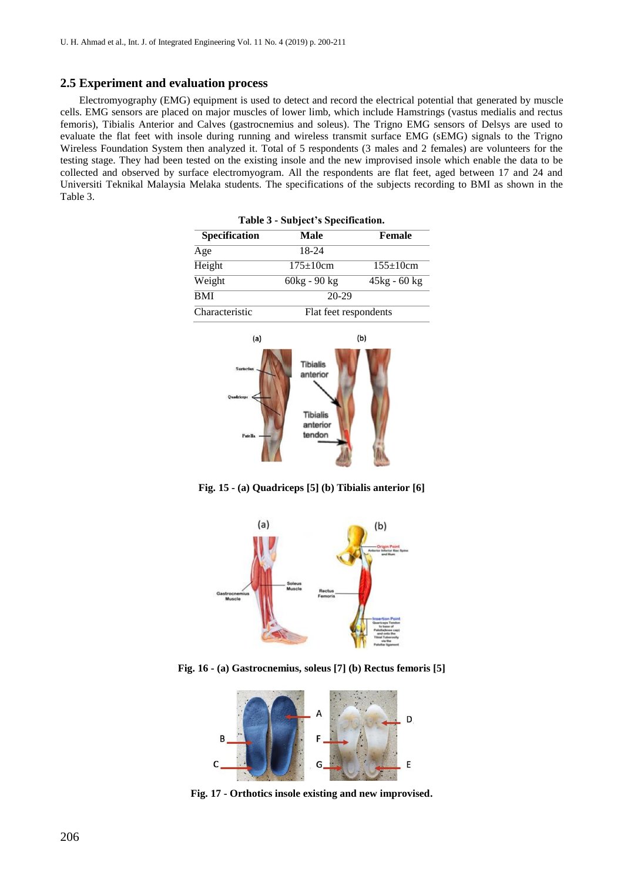## 2.5 Experiment and evaluation process

Electromyography (EMG) equipment is used to detect and record the electrical potential that generated by muscle cells. EMG sensors are placed on major muscles of lower limb, which include Hamstrings (vastus medialis and rectus femoris), Tibialis Anterior and Calves (gastrocnemius and soleus). The Trigno EMG sensors of Delsys are used to evaluate the flat feet with insole during running and wireless transmit surface EMG (sEMG) signals to the Trigno Wireless Foundation System then analyzed it. Total of 5 respondents (3 males and 2 females) are volunteers for the testing stage. They had been tested on the existing insole and the new improvised insole which enable the data to be collected and observed by surface electromyogram. All the respondents are flat feet, aged between 17 and 24 and Universiti Teknikal Malaysia Melaka students. The specifications of the subjects recording to BMI as shown in the Table 3.

**Table 3 - Subject's Specification.**

| Specification | Male | Female |
|---|---|---|
| Age | 18-24 | |
| Height | 175±10cm | 155±10cm |
| Weight | 60kg - 90 kg | 45kg - 60 kg |
| BMI | 20-29 | |
| Characteristic | Flat feet respondents | |

**Fig. 15 - (a) Quadriceps [5] (b) Tibialis anterior [6]**

**Fig. 16 - (a) Gastrocnemius, soleus [7] (b) Rectus femoris [5]**

**Fig. 17 - Orthotics insole existing and new improvised.**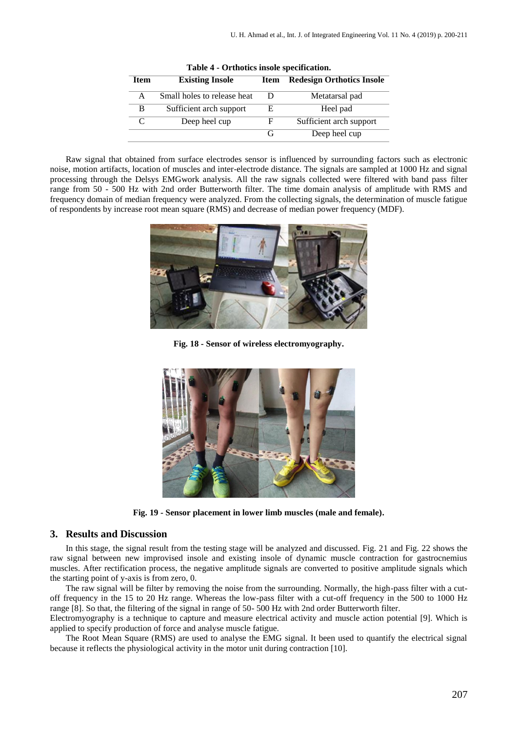Table 4 - Orthotics insole specification.

| Item | Existing Insole | Item | Redesign Orthotics Insole |
|---|---|---|---|
| A | Small holes to release heat | D | Metatarsal pad |
| B | Sufficient arch support | E | Heel pad |
| C | Deep heel cup | F | Sufficient arch support |
| | | G | Deep heel cup |

Raw signal that obtained from surface electrodes sensor is influenced by surrounding factors such as electronic noise, motion artifacts, location of muscles and inter-electrode distance. The signals are sampled at 1000 Hz and signal processing through the Delsys EMGwork analysis. All the raw signals collected were filtered with band pass filter range from 50 - 500 Hz with 2nd order Butterworth filter. The time domain analysis of amplitude with RMS and frequency domain of median frequency were analyzed. From the collecting signals, the determination of muscle fatigue of respondents by increase root mean square (RMS) and decrease of median power frequency (MDF).

**Fig. 18 - Sensor of wireless electromyography.**

**Fig. 19 - Sensor placement in lower limb muscles (male and female).**

## 3. Results and Discussion

In this stage, the signal result from the testing stage will be analyzed and discussed. Fig. 21 and Fig. 22 shows the raw signal between new improvised insole and existing insole of dynamic muscle contraction for gastrocnemius muscles. After rectification process, the negative amplitude signals are converted to positive amplitude signals which the starting point of y-axis is from zero, 0.

The raw signal will be filter by removing the noise from the surrounding. Normally, the high-pass filter with a cut-off frequency in the 15 to 20 Hz range. Whereas the low-pass filter with a cut-off frequency in the 500 to 1000 Hz range [8]. So that, the filtering of the signal in range of 50- 500 Hz with 2nd order Butterworth filter.

Electromyography is a technique to capture and measure electrical activity and muscle action potential [9]. Which is applied to specify production of force and analyse muscle fatigue.

The Root Mean Square (RMS) are used to analyse the EMG signal. It been used to quantify the electrical signal because it reflects the physiological activity in the motor unit during contraction [10].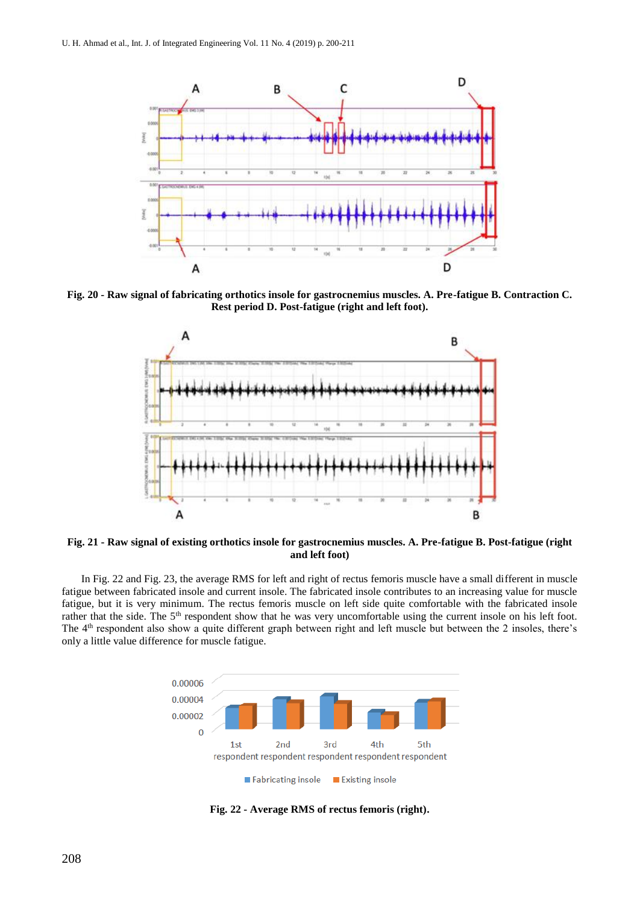Fig. 20 - Raw signal of fabricating orthotics insole for gastrocnemius muscles. A. Pre-fatigue B. Contraction C. Rest period D. Post-fatigue (right and left foot).

Fig. 21 - Raw signal of existing orthotics insole for gastrocnemius muscles. A. Pre-fatigue B. Post-fatigue (right and left foot)

In Fig. 22 and Fig. 23, the average RMS for left and right of rectus femoris muscle have a small different in muscle fatigue between fabricated insole and current insole. The fabricated insole contributes to an increasing value for muscle fatigue, but it is very minimum. The rectus femoris muscle on left side quite comfortable with the fabricated insole rather that the side. The 5th respondent show that he was very uncomfortable using the current insole on his left foot. The 4th respondent also show a quite different graph between right and left muscle but between the 2 insoles, there's only a little value difference for muscle fatigue.

Fig. 22 - Average RMS of rectus femoris (right).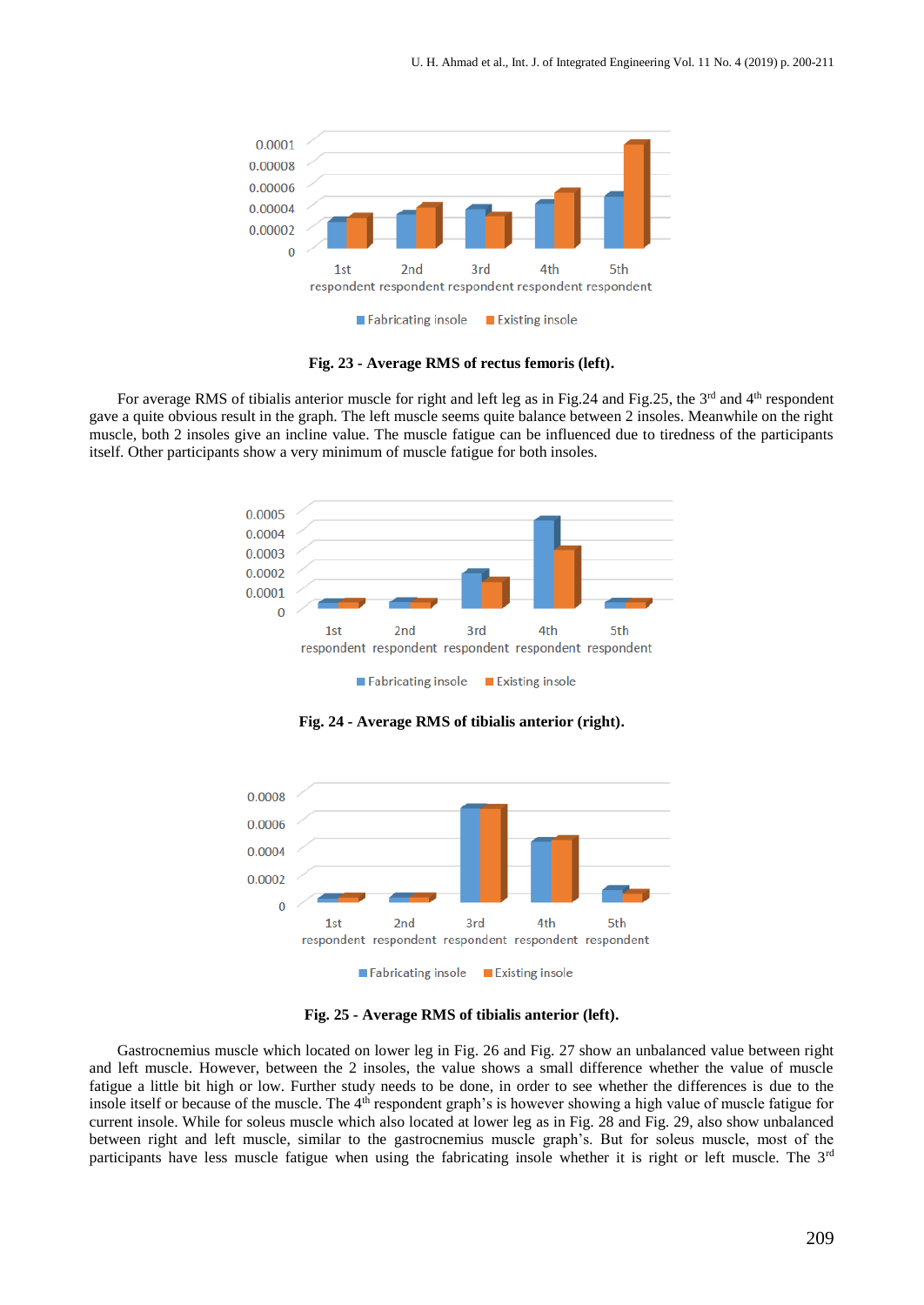**Fig. 23 - Average RMS of rectus femoris (left).**

For average RMS of tibialis anterior muscle for right and left leg as in Fig.24 and Fig.25, the 3rd and 4th respondent gave a quite obvious result in the graph. The left muscle seems quite balance between 2 insoles. Meanwhile on the right muscle, both 2 insoles give an incline value. The muscle fatigue can be influenced due to tiredness of the participants itself. Other participants show a very minimum of muscle fatigue for both insoles.

**Fig. 24 - Average RMS of tibialis anterior (right).**

**Fig. 25 - Average RMS of tibialis anterior (left).**

Gastrocnemius muscle which located on lower leg in Fig. 26 and Fig. 27 show an unbalanced value between right and left muscle. However, between the 2 insoles, the value shows a small difference whether the value of muscle fatigue a little bit high or low. Further study needs to be done, in order to see whether the differences is due to the insole itself or because of the muscle. The 4th respondent graph's is however showing a high value of muscle fatigue for current insole. While for soleus muscle which also located at lower leg as in Fig. 28 and Fig. 29, also show unbalanced between right and left muscle, similar to the gastrocnemius muscle graph's. But for soleus muscle, most of the participants have less muscle fatigue when using the fabricating insole whether it is right or left muscle. The 3rd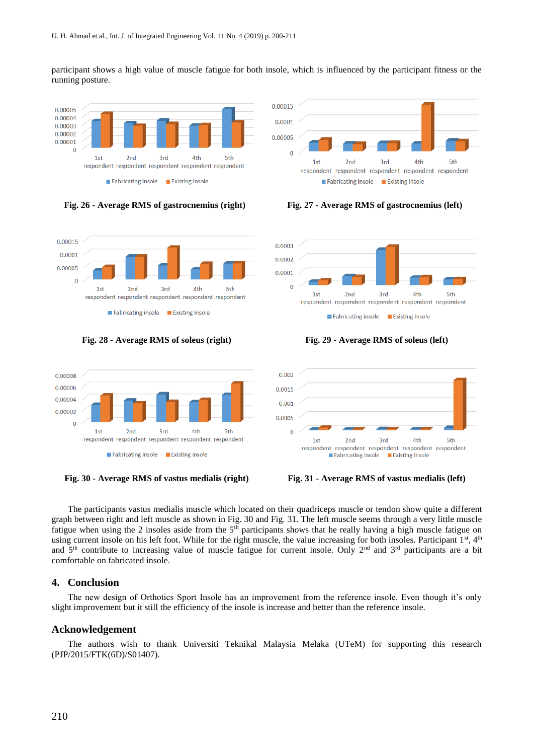participant shows a high value of muscle fatigue for both insole, which is influenced by the participant fitness or the running posture.

**Fig. 26 - Average RMS of gastrocnemius (right)**

**Fig. 27 - Average RMS of gastrocnemius (left)**

**Fig. 28 - Average RMS of soleus (right)**

**Fig. 29 - Average RMS of soleus (left)**

**Fig. 30 - Average RMS of vastus medialis (right)**

**Fig. 31 - Average RMS of vastus medialis (left)**

The participants vastus medialis muscle which located on their quadriceps muscle or tendon show quite a different graph between right and left muscle as shown in Fig. 30 and Fig. 31. The left muscle seems through a very little muscle fatigue when using the 2 insoles aside from the 5th participants shows that he really having a high muscle fatigue on using current insole on his left foot. While for the right muscle, the value increasing for both insoles. Participant 1st, 4th and 5th contribute to increasing value of muscle fatigue for current insole. Only 2nd and 3rd participants are a bit comfortable on fabricated insole.

## 4. Conclusion

The new design of Orthotics Sport Insole has an improvement from the reference insole. Even though it's only slight improvement but it still the efficiency of the insole is increase and better than the reference insole.

## Acknowledgement

The authors wish to thank Universiti Teknikal Malaysia Melaka (UTeM) for supporting this research (PJP/2015/FTK(6D)/S01407).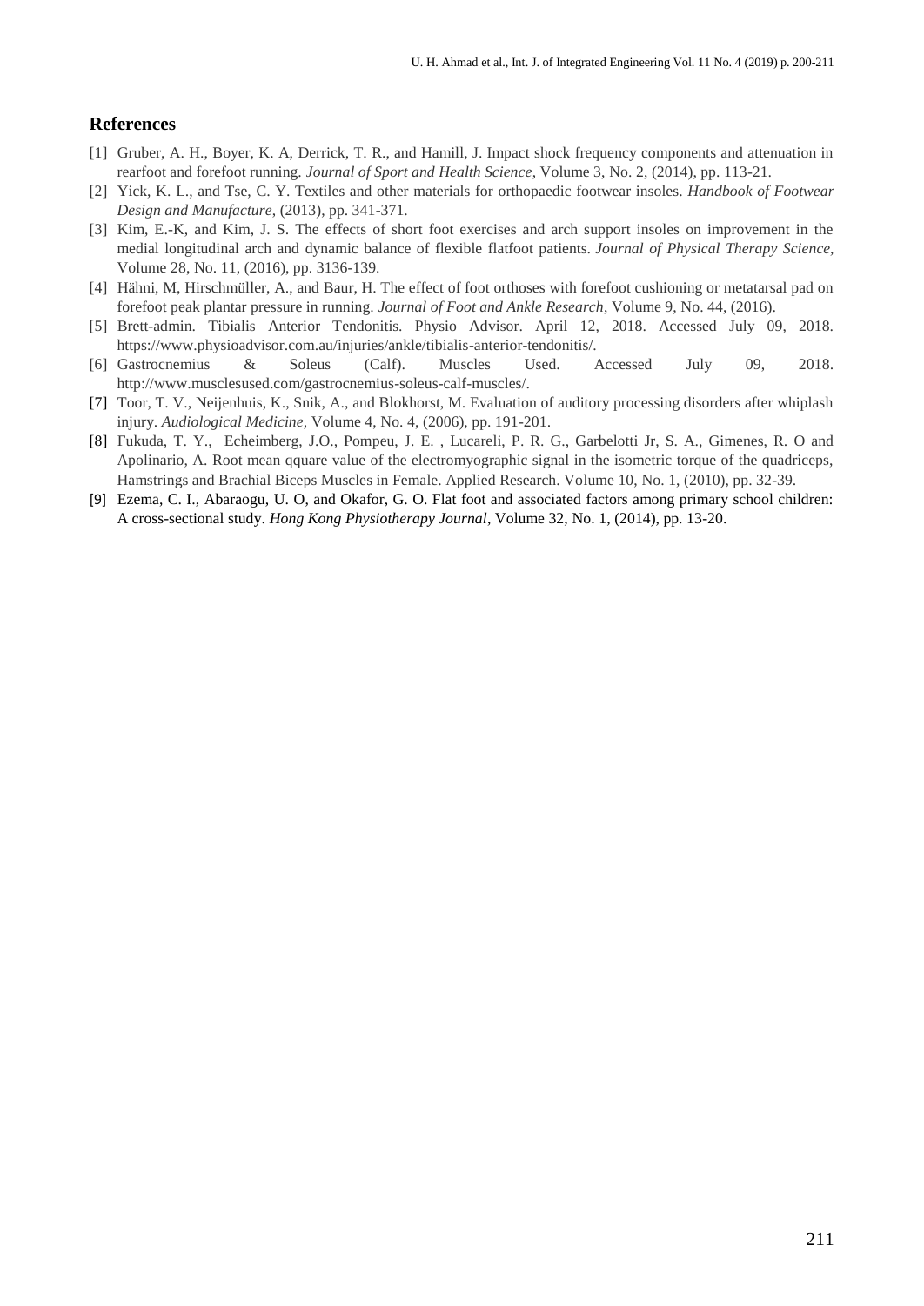## References

[1] Gruber, A. H., Boyer, K. A, Derrick, T. R., and Hamill, J. Impact shock frequency components and attenuation in rearfoot and forefoot running. *Journal of Sport and Health Science*, Volume 3, No. 2, (2014), pp. 113-21.

[2] Yick, K. L., and Tse, C. Y. Textiles and other materials for orthopaedic footwear insoles. *Handbook of Footwear Design and Manufacture*, (2013), pp. 341-371.

[3] Kim, E.-K, and Kim, J. S. The effects of short foot exercises and arch support insoles on improvement in the medial longitudinal arch and dynamic balance of flexible flatfoot patients. *Journal of Physical Therapy Science*, Volume 28, No. 11, (2016), pp. 3136-139.

[4] Hähni, M, Hirschmüller, A., and Baur, H. The effect of foot orthoses with forefoot cushioning or metatarsal pad on forefoot peak plantar pressure in running. *Journal of Foot and Ankle Research*, Volume 9, No. 44, (2016).

[5] Brett-admin. Tibialis Anterior Tendonitis. Physio Advisor. April 12, 2018. Accessed July 09, 2018. https://www.physioadvisor.com.au/injuries/ankle/tibialis-anterior-tendonitis/.

[6] Gastrocnemius & Soleus (Calf). Muscles Used. Accessed July 09, 2018. http://www.musclesused.com/gastrocnemius-soleus-calf-muscles/.

[7] Toor, T. V., Neijenhuis, K., Snik, A., and Blokhorst, M. Evaluation of auditory processing disorders after whiplash injury. *Audiological Medicine*, Volume 4, No. 4, (2006), pp. 191-201.

[8] Fukuda, T. Y., Echeimberg, J.O., Pompeu, J. E. , Lucareli, P. R. G., Garbelotti Jr, S. A., Gimenes, R. O and Apolinario, A. Root mean qquare value of the electromyographic signal in the isometric torque of the quadriceps, Hamstrings and Brachial Biceps Muscles in Female. Applied Research. Volume 10, No. 1, (2010), pp. 32-39.

[9] Ezema, C. I., Abaraogu, U. O, and Okafor, G. O. Flat foot and associated factors among primary school children: A cross-sectional study. *Hong Kong Physiotherapy Journal*, Volume 32, No. 1, (2014), pp. 13-20.